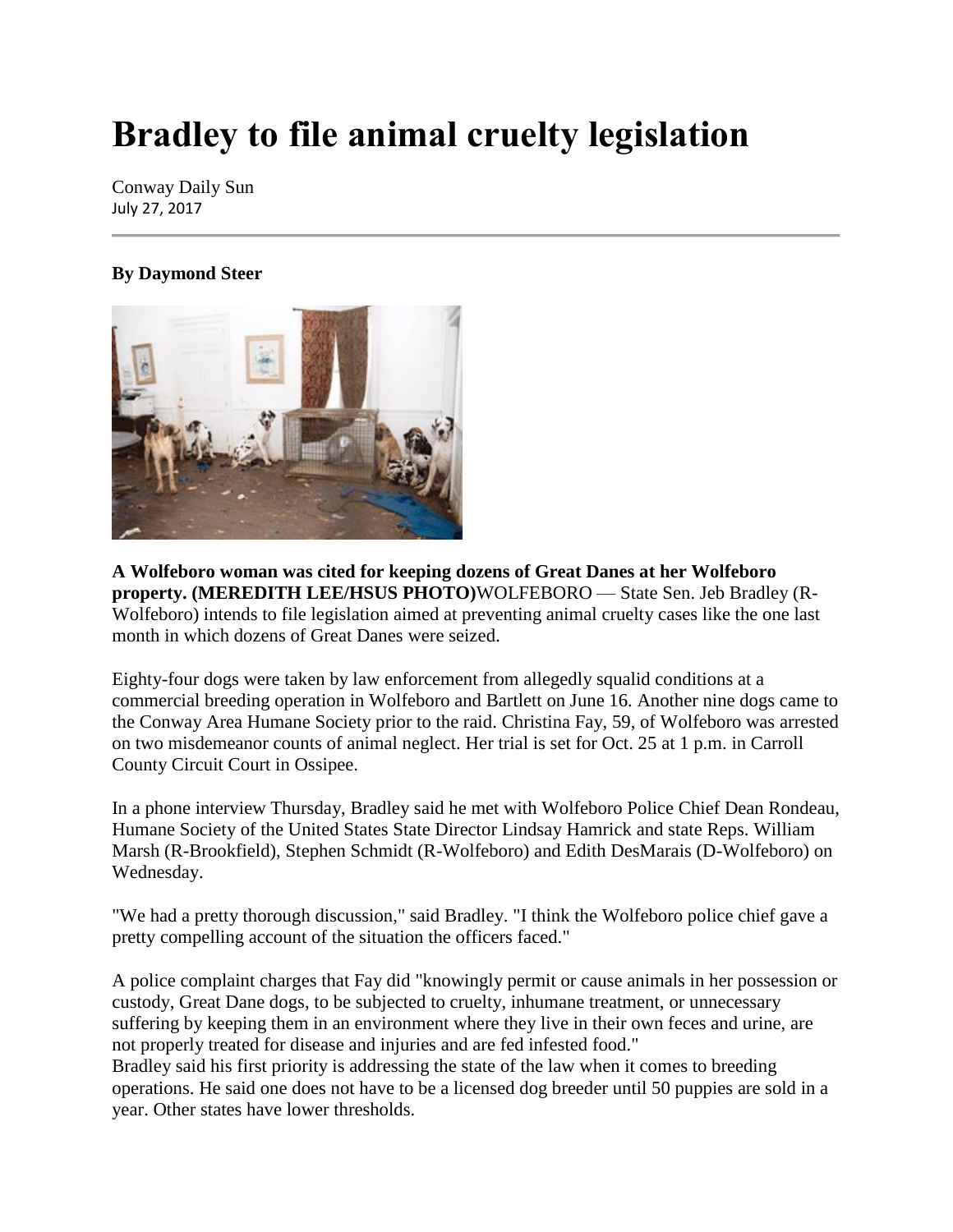# Bradley to file animal cruelty legislation

Conway Daily Sun
July 27, 2017

**By Daymond Steer**

**A Wolfeboro woman was cited for keeping dozens of Great Danes at her Wolfeboro property. (MEREDITH LEE/HSUS PHOTO)**WOLFEBORO — State Sen. Jeb Bradley (R-Wolfeboro) intends to file legislation aimed at preventing animal cruelty cases like the one last month in which dozens of Great Danes were seized.

Eighty-four dogs were taken by law enforcement from allegedly squalid conditions at a commercial breeding operation in Wolfeboro and Bartlett on June 16. Another nine dogs came to the Conway Area Humane Society prior to the raid. Christina Fay, 59, of Wolfeboro was arrested on two misdemeanor counts of animal neglect. Her trial is set for Oct. 25 at 1 p.m. in Carroll County Circuit Court in Ossipee.

In a phone interview Thursday, Bradley said he met with Wolfeboro Police Chief Dean Rondeau, Humane Society of the United States State Director Lindsay Hamrick and state Reps. William Marsh (R-Brookfield), Stephen Schmidt (R-Wolfeboro) and Edith DesMarais (D-Wolfeboro) on Wednesday.

"We had a pretty thorough discussion," said Bradley. "I think the Wolfeboro police chief gave a pretty compelling account of the situation the officers faced."

A police complaint charges that Fay did "knowingly permit or cause animals in her possession or custody, Great Dane dogs, to be subjected to cruelty, inhumane treatment, or unnecessary suffering by keeping them in an environment where they live in their own feces and urine, are not properly treated for disease and injuries and are fed infested food."

Bradley said his first priority is addressing the state of the law when it comes to breeding operations. He said one does not have to be a licensed dog breeder until 50 puppies are sold in a year. Other states have lower thresholds.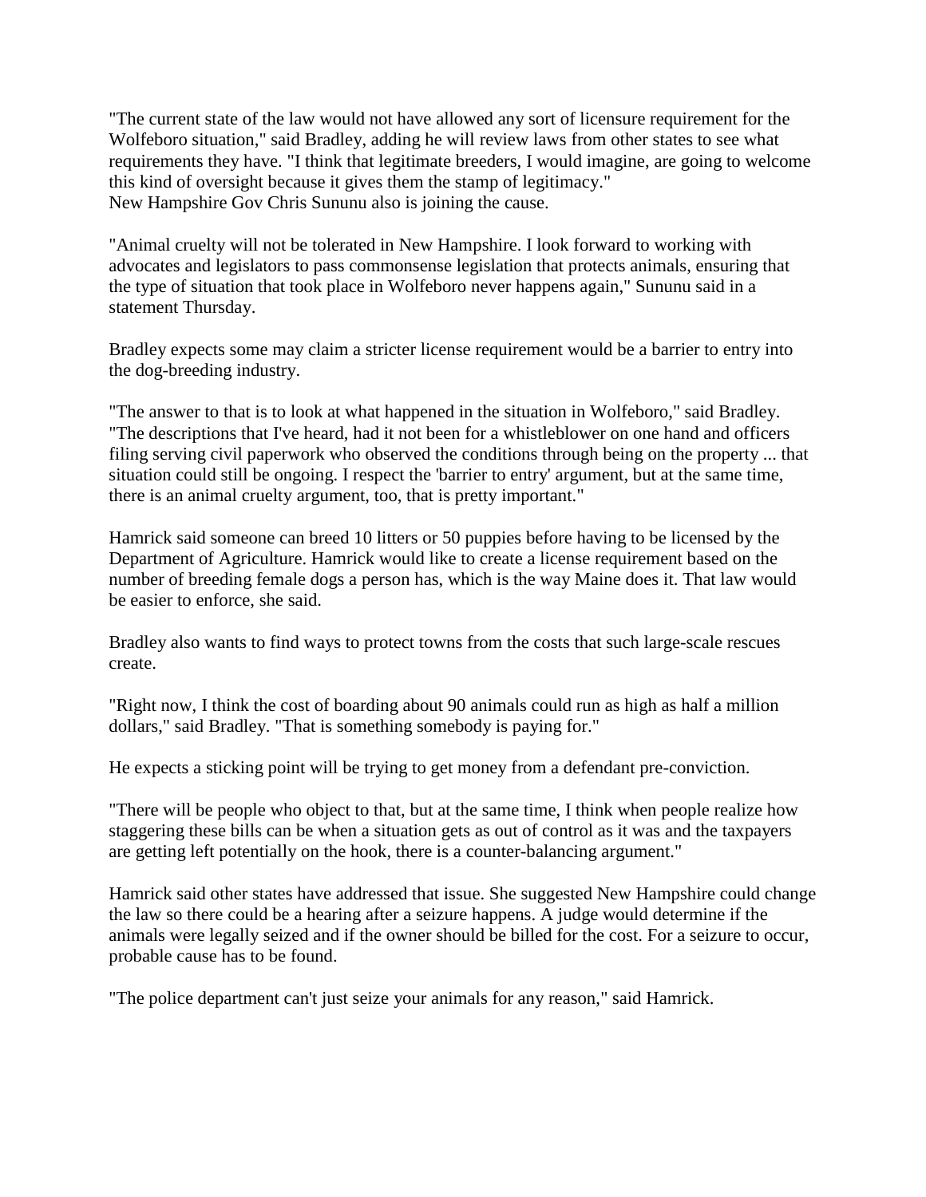"The current state of the law would not have allowed any sort of licensure requirement for the Wolfeboro situation," said Bradley, adding he will review laws from other states to see what requirements they have. "I think that legitimate breeders, I would imagine, are going to welcome this kind of oversight because it gives them the stamp of legitimacy."
New Hampshire Gov Chris Sununu also is joining the cause.

"Animal cruelty will not be tolerated in New Hampshire. I look forward to working with advocates and legislators to pass commonsense legislation that protects animals, ensuring that the type of situation that took place in Wolfeboro never happens again," Sununu said in a statement Thursday.

Bradley expects some may claim a stricter license requirement would be a barrier to entry into the dog-breeding industry.

"The answer to that is to look at what happened in the situation in Wolfeboro," said Bradley. "The descriptions that I've heard, had it not been for a whistleblower on one hand and officers filing serving civil paperwork who observed the conditions through being on the property ... that situation could still be ongoing. I respect the 'barrier to entry' argument, but at the same time, there is an animal cruelty argument, too, that is pretty important."

Hamrick said someone can breed 10 litters or 50 puppies before having to be licensed by the Department of Agriculture. Hamrick would like to create a license requirement based on the number of breeding female dogs a person has, which is the way Maine does it. That law would be easier to enforce, she said.

Bradley also wants to find ways to protect towns from the costs that such large-scale rescues create.

"Right now, I think the cost of boarding about 90 animals could run as high as half a million dollars," said Bradley. "That is something somebody is paying for."

He expects a sticking point will be trying to get money from a defendant pre-conviction.

"There will be people who object to that, but at the same time, I think when people realize how staggering these bills can be when a situation gets as out of control as it was and the taxpayers are getting left potentially on the hook, there is a counter-balancing argument."

Hamrick said other states have addressed that issue. She suggested New Hampshire could change the law so there could be a hearing after a seizure happens. A judge would determine if the animals were legally seized and if the owner should be billed for the cost. For a seizure to occur, probable cause has to be found.

"The police department can't just seize your animals for any reason," said Hamrick.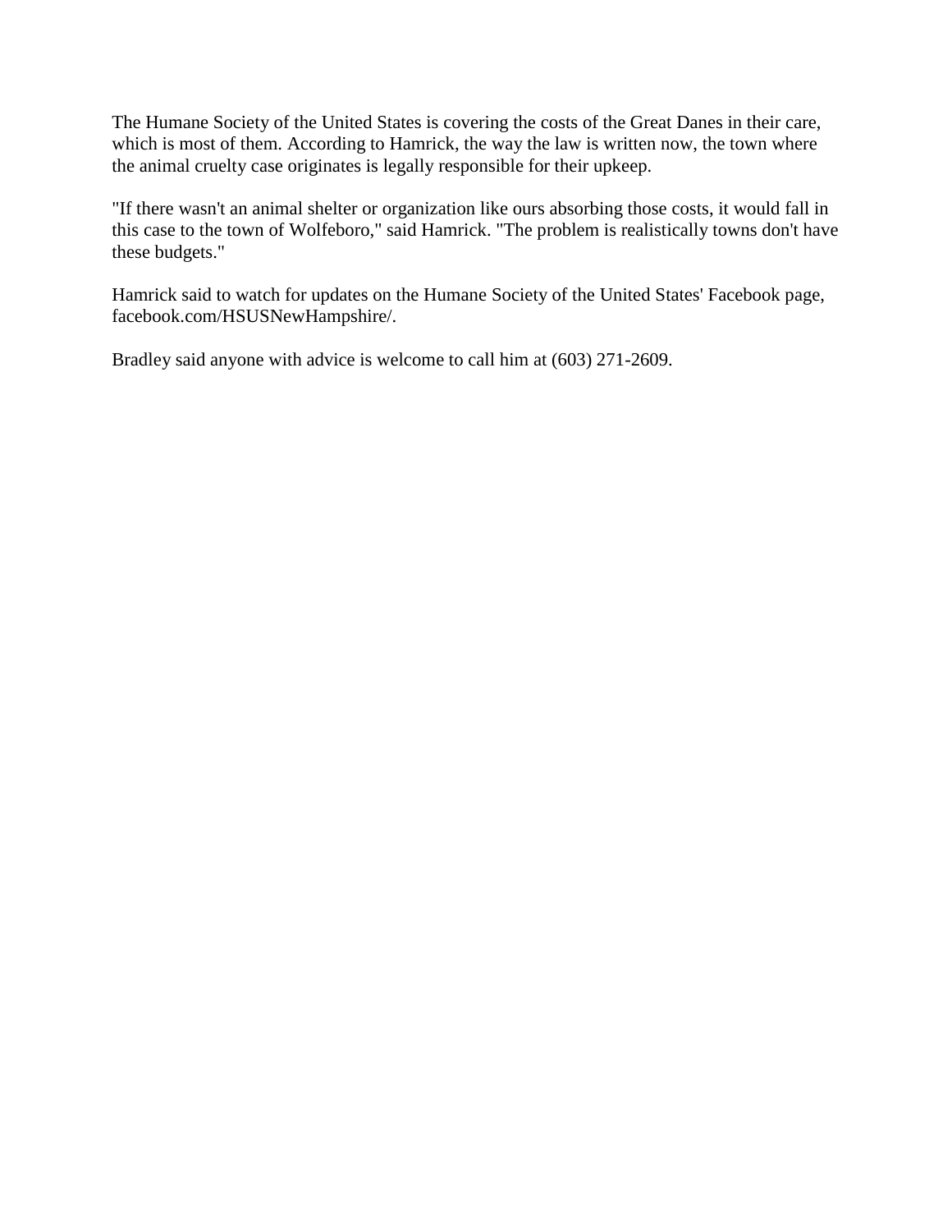The Humane Society of the United States is covering the costs of the Great Danes in their care, which is most of them. According to Hamrick, the way the law is written now, the town where the animal cruelty case originates is legally responsible for their upkeep.

"If there wasn't an animal shelter or organization like ours absorbing those costs, it would fall in this case to the town of Wolfeboro," said Hamrick. "The problem is realistically towns don't have these budgets."

Hamrick said to watch for updates on the Humane Society of the United States' Facebook page, facebook.com/HSUSNewHampshire/.

Bradley said anyone with advice is welcome to call him at (603) 271-2609.